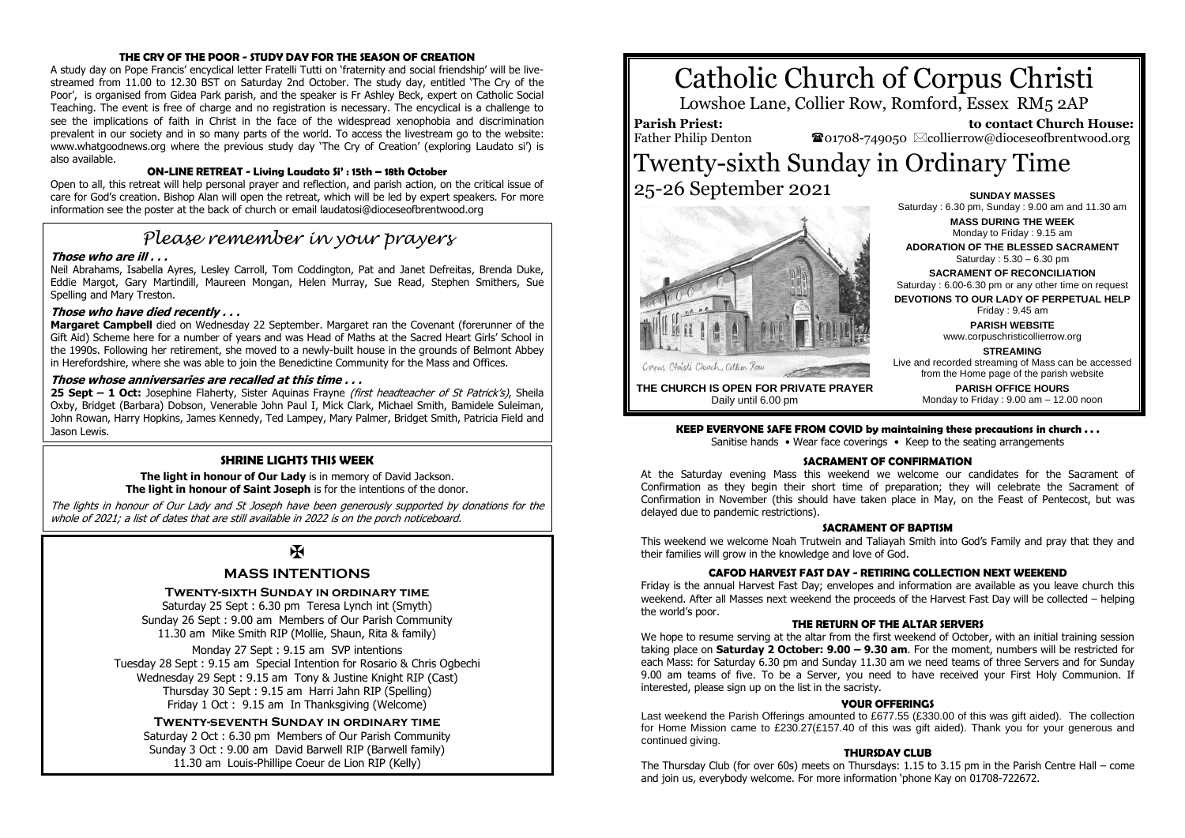#### THE CRY OF THE POOR - STUDY DAY FOR THE SEASON OF CREATION

A study day on Pope Francis' encyclical letter Fratelli Tutti on 'fraternity and social friendship' will be live-streamed from 11.00 to 12.30 BST on Saturday 2nd October. The study day, entitled 'The Cry of the Poor', is organised from Gidea Park parish, and the speaker is Fr Ashley Beck, expert on Catholic Social Teaching. The event is free of charge and no registration is necessary. The encyclical is a challenge to see the implications of faith in Christ in the face of the widespread xenophobia and discrimination prevalent in our society and in so many parts of the world. To access the livestream go to the website: www.whatgoodnews.org where the previous study day 'The Cry of Creation' (exploring Laudato si') is also available.

#### ON-LINE RETREAT - Living Laudato Si' : 15th – 18th October

Open to all, this retreat will help personal prayer and reflection, and parish action, on the critical issue of care for God's creation. Bishop Alan will open the retreat, which will be led by expert speakers. For more information see the poster at the back of church or email laudatosi@dioceseofbrentwood.org

## *Please remember in your prayers*

***Those who are ill . . .***

Neil Abrahams, Isabella Ayres, Lesley Carroll, Tom Coddington, Pat and Janet Defreitas, Brenda Duke, Eddie Margot, Gary Martindill, Maureen Mongan, Helen Murray, Sue Read, Stephen Smithers, Sue Spelling and Mary Treston.

***Those who have died recently . . .***

**Margaret Campbell** died on Wednesday 22 September. Margaret ran the Covenant (forerunner of the Gift Aid) Scheme here for a number of years and was Head of Maths at the Sacred Heart Girls' School in the 1990s. Following her retirement, she moved to a newly-built house in the grounds of Belmont Abbey in Herefordshire, where she was able to join the Benedictine Community for the Mass and Offices.

***Those whose anniversaries are recalled at this time . . .***

**25 Sept – 1 Oct:** Josephine Flaherty, Sister Aquinas Frayne *(first headteacher of St Patrick's)*, Sheila Oxby, Bridget (Barbara) Dobson, Venerable John Paul I, Mick Clark, Michael Smith, Bamidele Suleiman, John Rowan, Harry Hopkins, James Kennedy, Ted Lampey, Mary Palmer, Bridget Smith, Patricia Field and Jason Lewis.

#### SHRINE LIGHTS THIS WEEK

**The light in honour of Our Lady** is in memory of David Jackson.
**The light in honour of Saint Joseph** is for the intentions of the donor.

*The lights in honour of Our Lady and St Joseph have been generously supported by donations for the whole of 2021; a list of dates that are still available in 2022 is on the porch noticeboard.*

✠

### MASS INTENTIONS

**Twenty-sixth Sunday in ordinary time**

Saturday 25 Sept : 6.30 pm Teresa Lynch int (Smyth)
Sunday 26 Sept : 9.00 am Members of Our Parish Community
11.30 am Mike Smith RIP (Mollie, Shaun, Rita & family)

Monday 27 Sept : 9.15 am SVP intentions
Tuesday 28 Sept : 9.15 am Special Intention for Rosario & Chris Ogbechi
Wednesday 29 Sept : 9.15 am Tony & Justine Knight RIP (Cast)
Thursday 30 Sept : 9.15 am Harri Jahn RIP (Spelling)
Friday 1 Oct : 9.15 am In Thanksgiving (Welcome)

**Twenty-seventh Sunday in ordinary time**

Saturday 2 Oct : 6.30 pm Members of Our Parish Community
Sunday 3 Oct : 9.00 am David Barwell RIP (Barwell family)
11.30 am Louis-Phillipe Coeur de Lion RIP (Kelly)

# Catholic Church of Corpus Christi

Lowshoe Lane, Collier Row, Romford, Essex RM5 2AP

**Parish Priest:** Father Philip Denton

**to contact Church House:** ☎01708-749050 ✉collierrow@dioceseofbrentwood.org

# Twenty-sixth Sunday in Ordinary Time

## 25-26 September 2021

Corpus Christi Church, Collier Row

**THE CHURCH IS OPEN FOR PRIVATE PRAYER**
Daily until 6.00 pm

**SUNDAY MASSES**
Saturday : 6.30 pm, Sunday : 9.00 am and 11.30 am

**MASS DURING THE WEEK**
Monday to Friday : 9.15 am

**ADORATION OF THE BLESSED SACRAMENT**
Saturday : 5.30 – 6.30 pm

**SACRAMENT OF RECONCILIATION**
Saturday : 6.00-6.30 pm or any other time on request

**DEVOTIONS TO OUR LADY OF PERPETUAL HELP**
Friday : 9.45 am

**PARISH WEBSITE**
www.corpuschristicollierrow.org

**STREAMING**
Live and recorded streaming of Mass can be accessed from the Home page of the parish website

**PARISH OFFICE HOURS**
Monday to Friday : 9.00 am – 12.00 noon

**KEEP EVERYONE SAFE FROM COVID by maintaining these precautions in church . . .**
Sanitise hands • Wear face coverings • Keep to the seating arrangements

#### SACRAMENT OF CONFIRMATION

At the Saturday evening Mass this weekend we welcome our candidates for the Sacrament of Confirmation as they begin their short time of preparation; they will celebrate the Sacrament of Confirmation in November (this should have taken place in May, on the Feast of Pentecost, but was delayed due to pandemic restrictions).

#### SACRAMENT OF BAPTISM

This weekend we welcome Noah Trutwein and Taliayah Smith into God's Family and pray that they and their families will grow in the knowledge and love of God.

#### CAFOD HARVEST FAST DAY - RETIRING COLLECTION NEXT WEEKEND

Friday is the annual Harvest Fast Day; envelopes and information are available as you leave church this weekend. After all Masses next weekend the proceeds of the Harvest Fast Day will be collected – helping the world's poor.

#### THE RETURN OF THE ALTAR SERVERS

We hope to resume serving at the altar from the first weekend of October, with an initial training session taking place on **Saturday 2 October: 9.00 – 9.30 am**. For the moment, numbers will be restricted for each Mass: for Saturday 6.30 pm and Sunday 11.30 am we need teams of three Servers and for Sunday 9.00 am teams of five. To be a Server, you need to have received your First Holy Communion. If interested, please sign up on the list in the sacristy.

#### YOUR OFFERINGS

Last weekend the Parish Offerings amounted to £677.55 (£330.00 of this was gift aided). The collection for Home Mission came to £230.27(£157.40 of this was gift aided). Thank you for your generous and continued giving.

#### THURSDAY CLUB

The Thursday Club (for over 60s) meets on Thursdays: 1.15 to 3.15 pm in the Parish Centre Hall – come and join us, everybody welcome. For more information 'phone Kay on 01708-722672.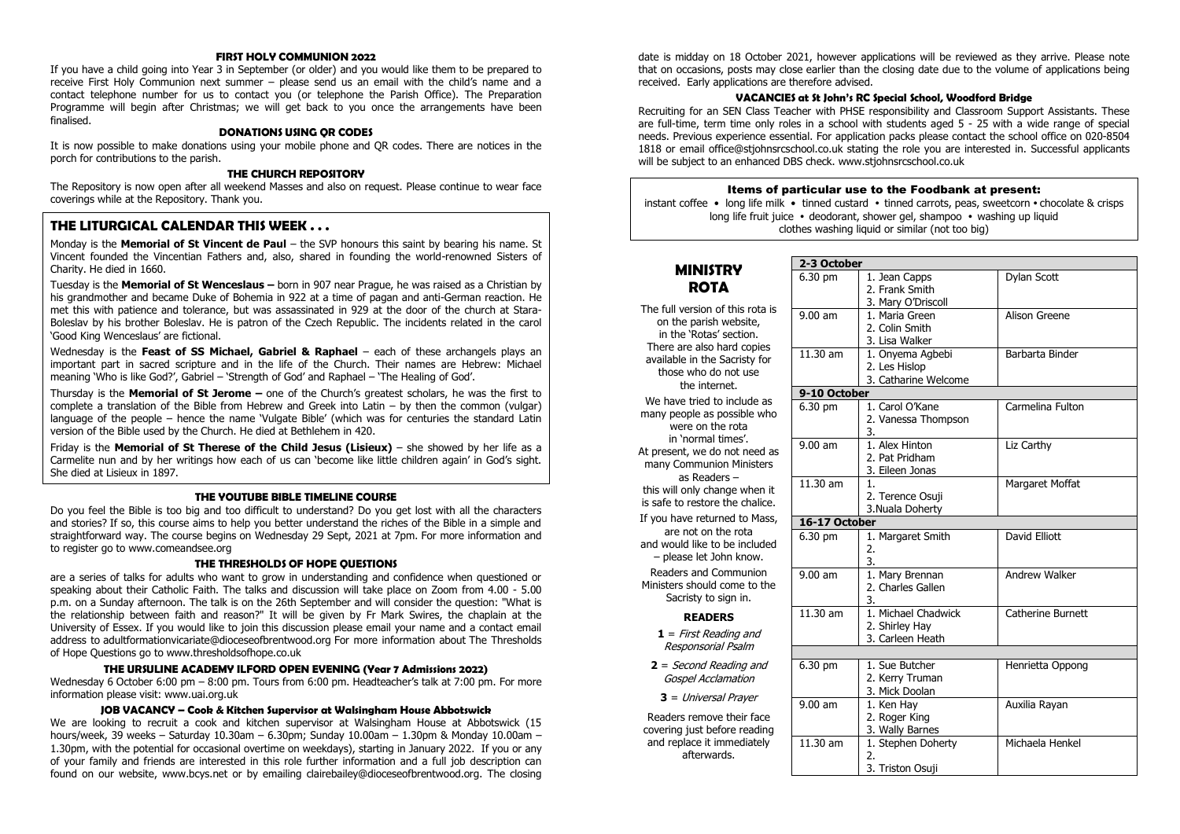### FIRST HOLY COMMUNION 2022

If you have a child going into Year 3 in September (or older) and you would like them to be prepared to receive First Holy Communion next summer – please send us an email with the child's name and a contact telephone number for us to contact you (or telephone the Parish Office). The Preparation Programme will begin after Christmas; we will get back to you once the arrangements have been finalised.

### DONATIONS USING QR CODES

It is now possible to make donations using your mobile phone and QR codes. There are notices in the porch for contributions to the parish.

### THE CHURCH REPOSITORY

The Repository is now open after all weekend Masses and also on request. Please continue to wear face coverings while at the Repository. Thank you.

## THE LITURGICAL CALENDAR THIS WEEK . . .

Monday is the **Memorial of St Vincent de Paul** – the SVP honours this saint by bearing his name. St Vincent founded the Vincentian Fathers and, also, shared in founding the world-renowned Sisters of Charity. He died in 1660.

Tuesday is the **Memorial of St Wenceslaus –** born in 907 near Prague, he was raised as a Christian by his grandmother and became Duke of Bohemia in 922 at a time of pagan and anti-German reaction. He met this with patience and tolerance, but was assassinated in 929 at the door of the church at Stara-Boleslav by his brother Boleslav. He is patron of the Czech Republic. The incidents related in the carol 'Good King Wenceslaus' are fictional.

Wednesday is the **Feast of SS Michael, Gabriel & Raphael** – each of these archangels plays an important part in sacred scripture and in the life of the Church. Their names are Hebrew: Michael meaning 'Who is like God?', Gabriel – 'Strength of God' and Raphael – 'The Healing of God'.

Thursday is the **Memorial of St Jerome –** one of the Church's greatest scholars, he was the first to complete a translation of the Bible from Hebrew and Greek into Latin – by then the common (vulgar) language of the people – hence the name 'Vulgate Bible' (which was for centuries the standard Latin version of the Bible used by the Church. He died at Bethlehem in 420.

Friday is the **Memorial of St Therese of the Child Jesus (Lisieux)** – she showed by her life as a Carmelite nun and by her writings how each of us can 'become like little children again' in God's sight. She died at Lisieux in 1897.

### THE YOUTUBE BIBLE TIMELINE COURSE

Do you feel the Bible is too big and too difficult to understand? Do you get lost with all the characters and stories? If so, this course aims to help you better understand the riches of the Bible in a simple and straightforward way. The course begins on Wednesday 29 Sept, 2021 at 7pm. For more information and to register go to www.comeandsee.org

### THE THRESHOLDS OF HOPE QUESTIONS

are a series of talks for adults who want to grow in understanding and confidence when questioned or speaking about their Catholic Faith. The talks and discussion will take place on Zoom from 4.00 - 5.00 p.m. on a Sunday afternoon. The talk is on the 26th September and will consider the question: "What is the relationship between faith and reason?" It will be given by Fr Mark Swires, the chaplain at the University of Essex. If you would like to join this discussion please email your name and a contact email address to adultformationvicariate@dioceseofbrentwood.org For more information about The Thresholds of Hope Questions go to www.thresholdsofhope.co.uk

### THE URSULINE ACADEMY ILFORD OPEN EVENING (Year 7 Admissions 2022)

Wednesday 6 October 6:00 pm – 8:00 pm. Tours from 6:00 pm. Headteacher's talk at 7:00 pm. For more information please visit: www.uai.org.uk

### JOB VACANCY – Cook & Kitchen Supervisor at Walsingham House Abbotswick

We are looking to recruit a cook and kitchen supervisor at Walsingham House at Abbotswick (15 hours/week, 39 weeks – Saturday 10.30am – 6.30pm; Sunday 10.00am – 1.30pm & Monday 10.00am – 1.30pm, with the potential for occasional overtime on weekdays), starting in January 2022. If you or any of your family and friends are interested in this role further information and a full job description can found on our website, www.bcys.net or by emailing clairebailey@dioceseofbrentwood.org. The closing date is midday on 18 October 2021, however applications will be reviewed as they arrive. Please note that on occasions, posts may close earlier than the closing date due to the volume of applications being received. Early applications are therefore advised.

### VACANCIES at St John's RC Special School, Woodford Bridge

Recruiting for an SEN Class Teacher with PHSE responsibility and Classroom Support Assistants. These are full-time, term time only roles in a school with students aged 5 - 25 with a wide range of special needs. Previous experience essential. For application packs please contact the school office on 020-8504 1818 or email office@stjohnsrcschool.co.uk stating the role you are interested in. Successful applicants will be subject to an enhanced DBS check. www.stjohnsrcschool.co.uk

### Items of particular use to the Foodbank at present:

instant coffee • long life milk • tinned custard • tinned carrots, peas, sweetcorn • chocolate & crisps
long life fruit juice • deodorant, shower gel, shampoo • washing up liquid
clothes washing liquid or similar (not too big)

## MINISTRY ROTA

The full version of this rota is on the parish website, in the 'Rotas' section. There are also hard copies available in the Sacristy for those who do not use the internet.

We have tried to include as many people as possible who were on the rota in 'normal times'. At present, we do not need as many Communion Ministers as Readers – this will only change when it is safe to restore the chalice.

If you have returned to Mass, are not on the rota and would like to be included – please let John know.

Readers and Communion Ministers should come to the Sacristy to sign in.

### READERS

**1** = *First Reading and Responsorial Psalm*

**2** = *Second Reading and Gospel Acclamation*

**3** = *Universal Prayer*

Readers remove their face covering just before reading and replace it immediately afterwards.

| | | |
|---|---|---|
| **2-3 October** | | |
| 6.30 pm | 1. Jean Capps<br>2. Frank Smith<br>3. Mary O'Driscoll | Dylan Scott |
| 9.00 am | 1. Maria Green<br>2. Colin Smith<br>3. Lisa Walker | Alison Greene |
| 11.30 am | 1. Onyema Agbebi<br>2. Les Hislop<br>3. Catharine Welcome | Barbarta Binder |
| **9-10 October** | | |
| 6.30 pm | 1. Carol O'Kane<br>2. Vanessa Thompson<br>3. | Carmelina Fulton |
| 9.00 am | 1. Alex Hinton<br>2. Pat Pridham<br>3. Eileen Jonas | Liz Carthy |
| 11.30 am | 1.<br>2. Terence Osuji<br>3.Nuala Doherty | Margaret Moffat |
| **16-17 October** | | |
| 6.30 pm | 1. Margaret Smith<br>2.<br>3. | David Elliott |
| 9.00 am | 1. Mary Brennan<br>2. Charles Gallen<br>3. | Andrew Walker |
| 11.30 am | 1. Michael Chadwick<br>2. Shirley Hay<br>3. Carleen Heath | Catherine Burnett |
| | | |
| 6.30 pm | 1. Sue Butcher<br>2. Kerry Truman<br>3. Mick Doolan | Henrietta Oppong |
| 9.00 am | 1. Ken Hay<br>2. Roger King<br>3. Wally Barnes | Auxilia Rayan |
| 11.30 am | 1. Stephen Doherty<br>2.<br>3. Triston Osuji | Michaela Henkel |